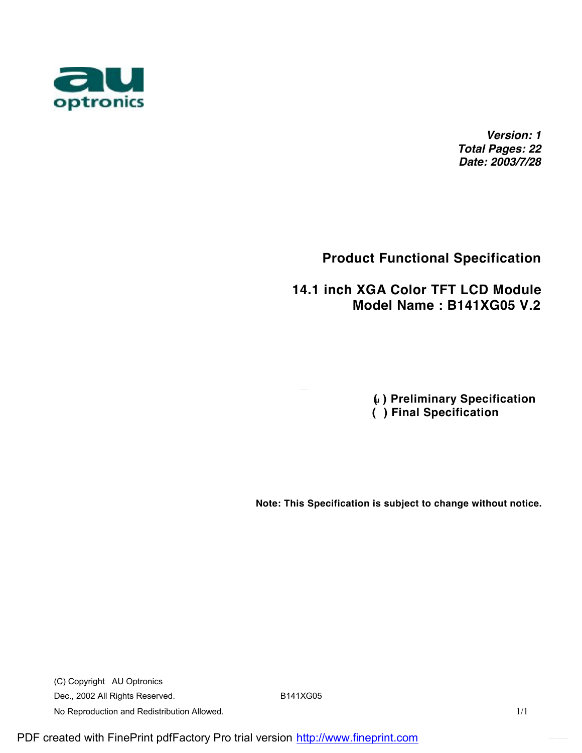au optronics

***Version: 1***
***Total Pages: 22***
***Date: 2003/7/28***

# Product Functional Specification

## 14.1 inch XGA Color TFT LCD Module
## Model Name : B141XG05 V.2

**(ü) Preliminary Specification**
**( ) Final Specification**

**Note: This Specification is subject to change without notice.**

(C) Copyright AU Optronics
Dec., 2002 All Rights Reserved.
No Reproduction and Redistribution Allowed.

B141XG05

PDF created with FinePrint pdfFactory Pro trial version http://www.fineprint.com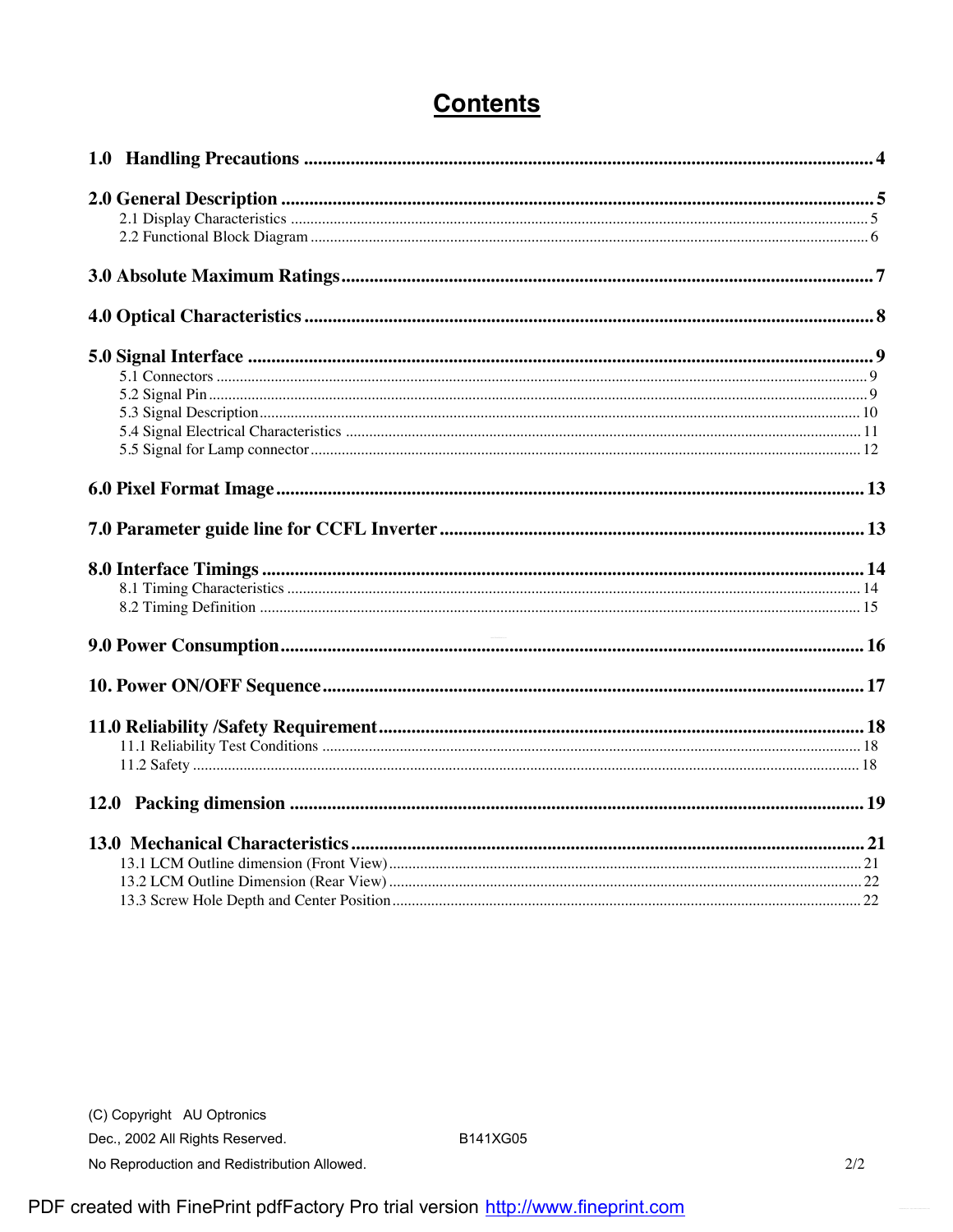# Contents

**1.0 Handling Precautions** .......... 4

**2.0 General Description** .......... 5

- 2.1 Display Characteristics .......... 5
- 2.2 Functional Block Diagram .......... 6

**3.0 Absolute Maximum Ratings** .......... 7

**4.0 Optical Characteristics** .......... 8

**5.0 Signal Interface** .......... 9

- 5.1 Connectors .......... 9
- 5.2 Signal Pin .......... 9
- 5.3 Signal Description .......... 10
- 5.4 Signal Electrical Characteristics .......... 11
- 5.5 Signal for Lamp connector .......... 12

**6.0 Pixel Format Image** .......... 13

**7.0 Parameter guide line for CCFL Inverter** .......... 13

**8.0 Interface Timings** .......... 14

- 8.1 Timing Characteristics .......... 14
- 8.2 Timing Definition .......... 15

**9.0 Power Consumption** .......... 16

**10. Power ON/OFF Sequence** .......... 17

**11.0 Reliability /Safety Requirement** .......... 18

- 11.1 Reliability Test Conditions .......... 18
- 11.2 Safety .......... 18

**12.0 Packing dimension** .......... 19

**13.0 Mechanical Characteristics** .......... 21

- 13.1 LCM Outline dimension (Front View) .......... 21
- 13.2 LCM Outline Dimension (Rear View) .......... 22
- 13.3 Screw Hole Depth and Center Position .......... 22

(C) Copyright AU Optronics
Dec., 2002 All Rights Reserved. B141XG05
No Reproduction and Redistribution Allowed.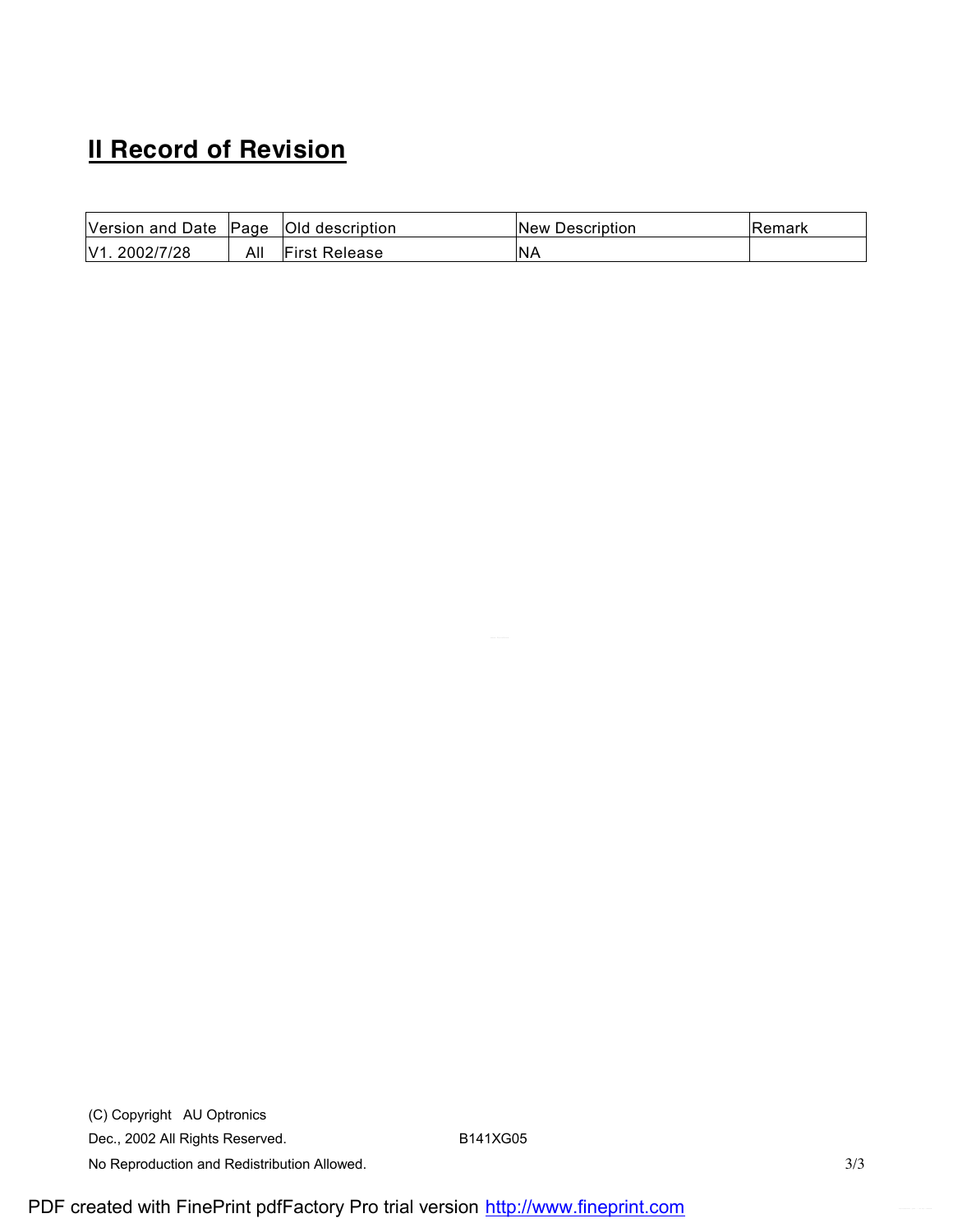## II Record of Revision

| Version and Date | Page | Old description | New Description | Remark |
|---|---|---|---|---|
| V1. 2002/7/28 | All | First Release | NA | |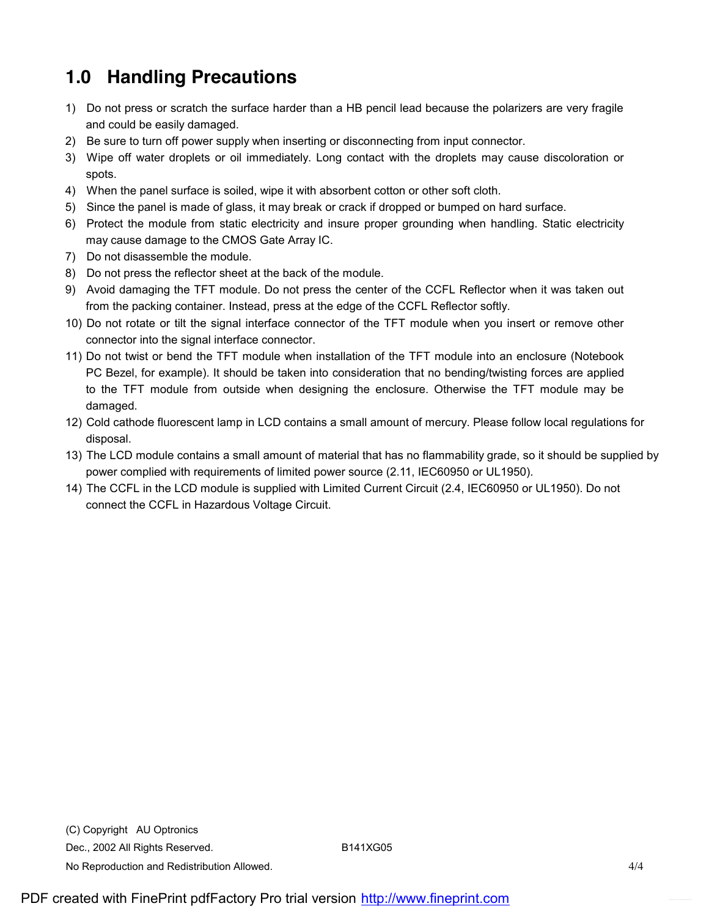# 1.0 Handling Precautions

1) Do not press or scratch the surface harder than a HB pencil lead because the polarizers are very fragile and could be easily damaged.
2) Be sure to turn off power supply when inserting or disconnecting from input connector.
3) Wipe off water droplets or oil immediately. Long contact with the droplets may cause discoloration or spots.
4) When the panel surface is soiled, wipe it with absorbent cotton or other soft cloth.
5) Since the panel is made of glass, it may break or crack if dropped or bumped on hard surface.
6) Protect the module from static electricity and insure proper grounding when handling. Static electricity may cause damage to the CMOS Gate Array IC.
7) Do not disassemble the module.
8) Do not press the reflector sheet at the back of the module.
9) Avoid damaging the TFT module. Do not press the center of the CCFL Reflector when it was taken out from the packing container. Instead, press at the edge of the CCFL Reflector softly.
10) Do not rotate or tilt the signal interface connector of the TFT module when you insert or remove other connector into the signal interface connector.
11) Do not twist or bend the TFT module when installation of the TFT module into an enclosure (Notebook PC Bezel, for example). It should be taken into consideration that no bending/twisting forces are applied to the TFT module from outside when designing the enclosure. Otherwise the TFT module may be damaged.
12) Cold cathode fluorescent lamp in LCD contains a small amount of mercury. Please follow local regulations for disposal.
13) The LCD module contains a small amount of material that has no flammability grade, so it should be supplied by power complied with requirements of limited power source (2.11, IEC60950 or UL1950).
14) The CCFL in the LCD module is supplied with Limited Current Circuit (2.4, IEC60950 or UL1950). Do not connect the CCFL in Hazardous Voltage Circuit.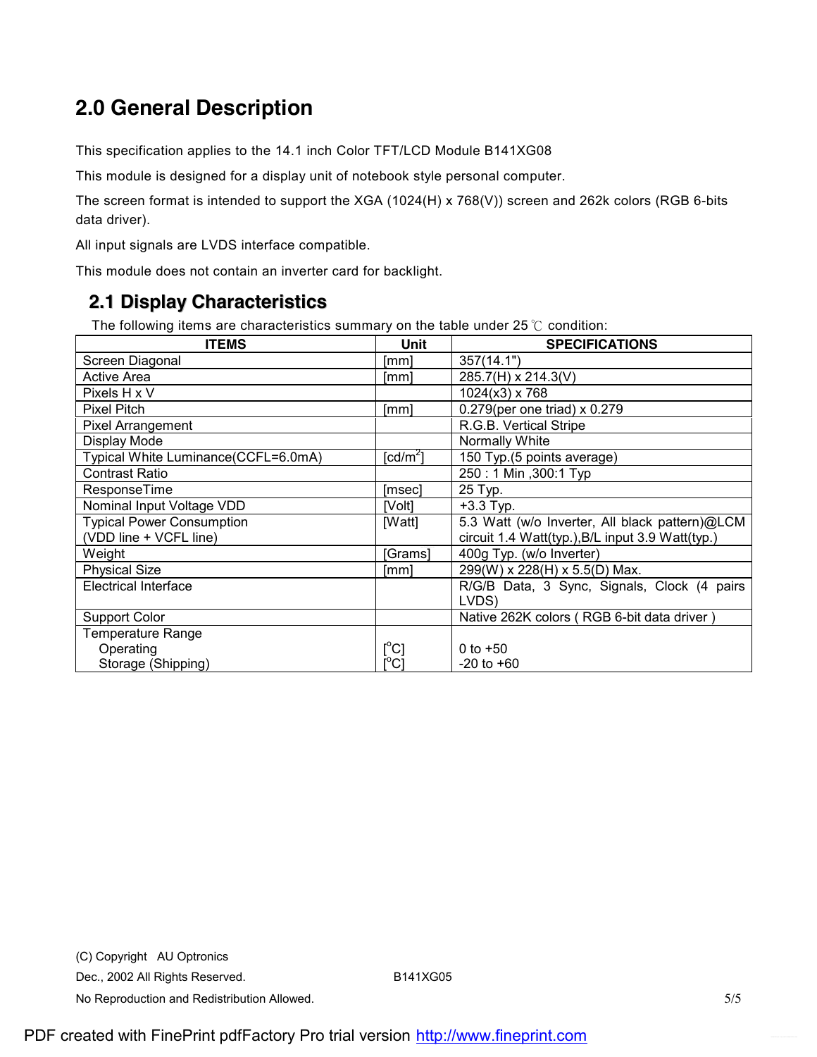## 2.0 General Description

This specification applies to the 14.1 inch Color TFT/LCD Module B141XG08

This module is designed for a display unit of notebook style personal computer.

The screen format is intended to support the XGA (1024(H) x 768(V)) screen and 262k colors (RGB 6-bits data driver).

All input signals are LVDS interface compatible.

This module does not contain an inverter card for backlight.

### 2.1 Display Characteristics

The following items are characteristics summary on the table under 25 ℃ condition:

| ITEMS | Unit | SPECIFICATIONS |
|---|---|---|
| Screen Diagonal | [mm] | 357(14.1") |
| Active Area | [mm] | 285.7(H) x 214.3(V) |
| Pixels H x V | | 1024(x3) x 768 |
| Pixel Pitch | [mm] | 0.279(per one triad) x 0.279 |
| Pixel Arrangement | | R.G.B. Vertical Stripe |
| Display Mode | | Normally White |
| Typical White Luminance(CCFL=6.0mA) | [cd/m$^2$] | 150 Typ.(5 points average) |
| Contrast Ratio | | 250 : 1 Min ,300:1 Typ |
| ResponseTime | [msec] | 25 Typ. |
| Nominal Input Voltage VDD | [Volt] | +3.3 Typ. |
| Typical Power Consumption (VDD line + VCFL line) | [Watt] | 5.3 Watt (w/o Inverter, All black pattern)@LCM circuit 1.4 Watt(typ.),B/L input 3.9 Watt(typ.) |
| Weight | [Grams] | 400g Typ. (w/o Inverter) |
| Physical Size | [mm] | 299(W) x 228(H) x 5.5(D) Max. |
| Electrical Interface | | R/G/B Data, 3 Sync, Signals, Clock (4 pairs LVDS) |
| Support Color | | Native 262K colors ( RGB 6-bit data driver ) |
| Temperature Range | | |
| Operating | [$^o$C] | 0 to +50 |
| Storage (Shipping) | [$^o$C] | -20 to +60 |

(C) Copyright AU Optronics

Dec., 2002 All Rights Reserved. B141XG05

No Reproduction and Redistribution Allowed.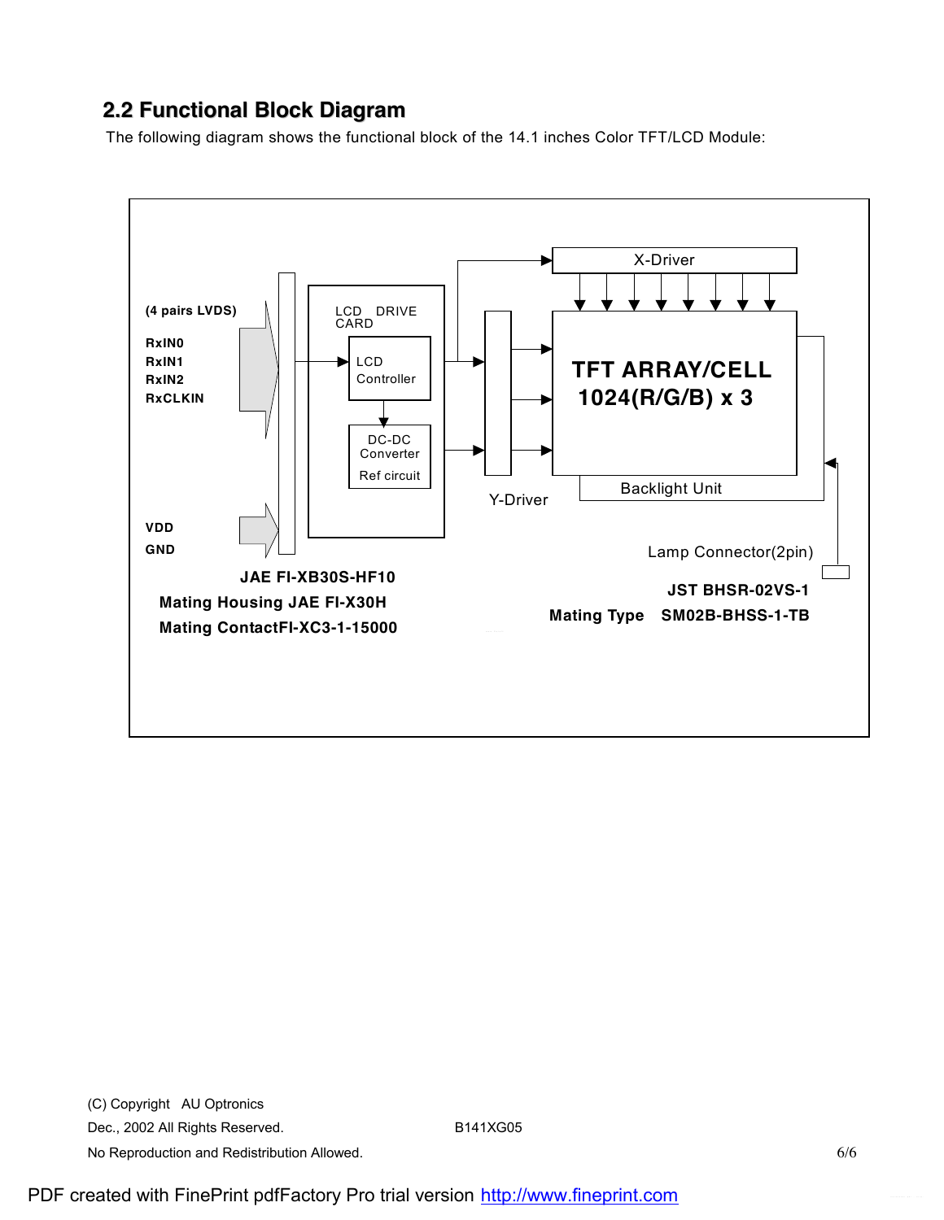## 2.2 Functional Block Diagram

The following diagram shows the functional block of the 14.1 inches Color TFT/LCD Module:

(4 pairs LVDS)

RxIN0
RxIN1
RxIN2
RxCLKIN

VDD
GND

LCD DRIVE CARD

LCD Controller

DC-DC Converter
Ref circuit

X-Driver

Y-Driver

TFT ARRAY/CELL
1024(R/G/B) x 3

Backlight Unit

Lamp Connector(2pin)

**JAE FI-XB30S-HF10**
**Mating Housing JAE FI-X30H**
**Mating ContactFI-XC3-1-15000**

**JST BHSR-02VS-1**
**Mating Type SM02B-BHSS-1-TB**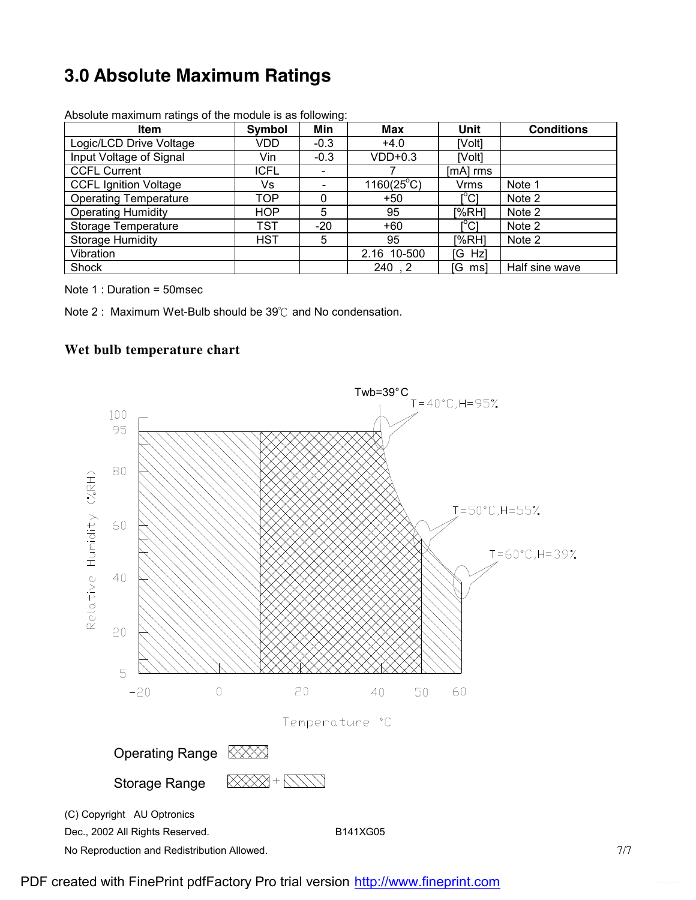## 3.0 Absolute Maximum Ratings

Absolute maximum ratings of the module is as following:

| Item | Symbol | Min | Max | Unit | Conditions |
|---|---|---|---|---|---|
| Logic/LCD Drive Voltage | VDD | -0.3 | +4.0 | [Volt] | |
| Input Voltage of Signal | Vin | -0.3 | VDD+0.3 | [Volt] | |
| CCFL Current | ICFL | - | 7 | [mA] rms | |
| CCFL Ignition Voltage | Vs | - | 1160(25°C) | Vrms | Note 1 |
| Operating Temperature | TOP | 0 | +50 | [°C] | Note 2 |
| Operating Humidity | HOP | 5 | 95 | [%RH] | Note 2 |
| Storage Temperature | TST | -20 | +60 | [°C] | Note 2 |
| Storage Humidity | HST | 5 | 95 | [%RH] | Note 2 |
| Vibration | | | 2.16  10-500 | [G  Hz] | |
| Shock | | | 240  , 2 | [G  ms] | Half sine wave |

Note 1 : Duration = 50msec

Note 2 : Maximum Wet-Bulb should be 39℃ and No condensation.

### Wet bulb temperature chart

Twb=39°C

T=40°C,H=95%

T=50°C,H=55%

T=60°C,H=39%

Relative Humidity (%RH)

Temperature °C

Operating Range

Storage Range

(C) Copyright AU Optronics

Dec., 2002 All Rights Reserved.

B141XG05

No Reproduction and Redistribution Allowed.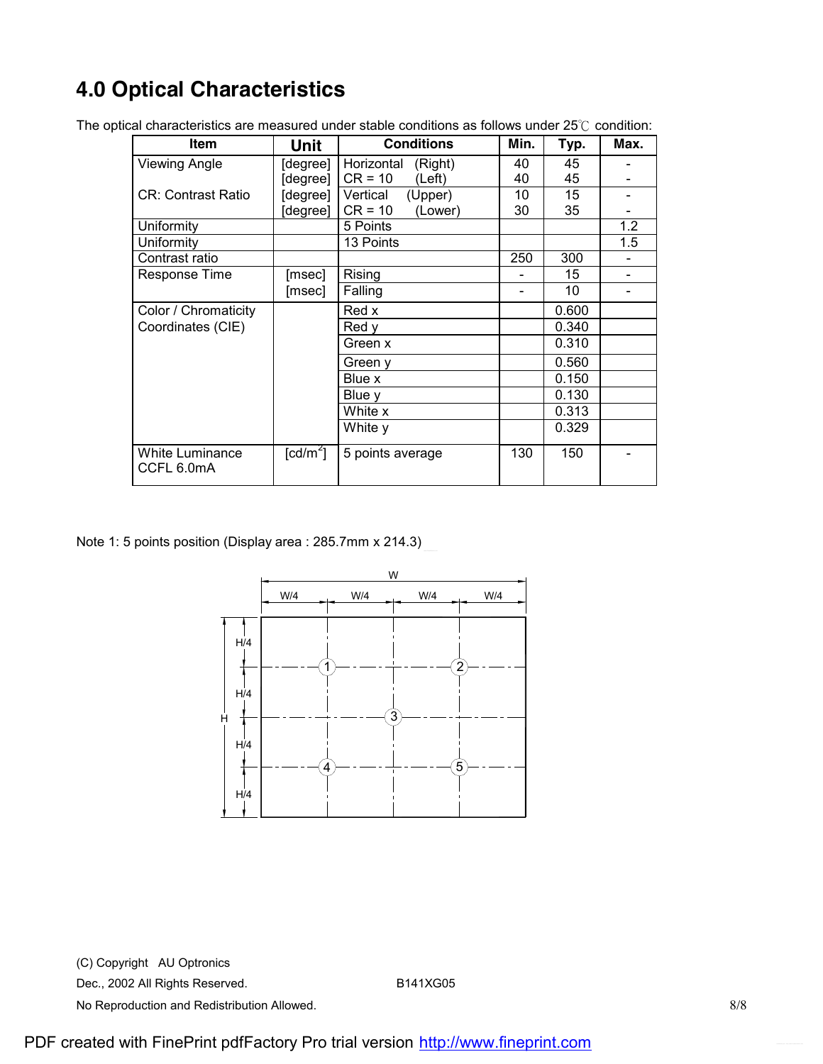# 4.0 Optical Characteristics

The optical characteristics are measured under stable conditions as follows under 25℃ condition:

| Item | Unit | Conditions | Min. | Typ. | Max. |
|---|---|---|---|---|---|
| Viewing Angle | [degree] | Horizontal (Right) | 40 | 45 | - |
| | [degree] | CR = 10 (Left) | 40 | 45 | - |
| CR: Contrast Ratio | [degree] | Vertical (Upper) | 10 | 15 | - |
| | [degree] | CR = 10 (Lower) | 30 | 35 | - |
| Uniformity | | 5 Points | | | 1.2 |
| Uniformity | | 13 Points | | | 1.5 |
| Contrast ratio | | | 250 | 300 | - |
| Response Time | [msec] | Rising | - | 15 | - |
| | [msec] | Falling | - | 10 | - |
| Color / Chromaticity Coordinates (CIE) | | Red x | | 0.600 | |
| | | Red y | | 0.340 | |
| | | Green x | | 0.310 | |
| | | Green y | | 0.560 | |
| | | Blue x | | 0.150 | |
| | | Blue y | | 0.130 | |
| | | White x | | 0.313 | |
| | | White y | | 0.329 | |
| White Luminance CCFL 6.0mA | [cd/m$^2$] | 5 points average | 130 | 150 | - |

Note 1: 5 points position (Display area : 285.7mm x 214.3)

(C) Copyright AU Optronics
Dec., 2002 All Rights Reserved. B141XG05
No Reproduction and Redistribution Allowed.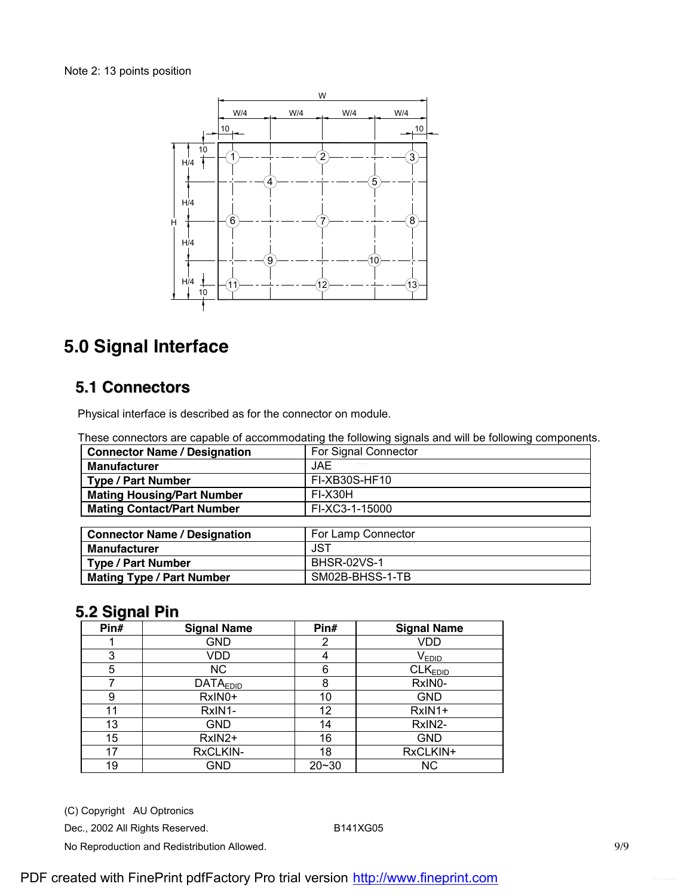Note 2: 13 points position

# 5.0 Signal Interface

## 5.1 Connectors

Physical interface is described as for the connector on module.

These connectors are capable of accommodating the following signals and will be following components.

| **Connector Name / Designation** | For Signal Connector |
|---|---|
| **Manufacturer** | JAE |
| **Type / Part Number** | FI-XB30S-HF10 |
| **Mating Housing/Part Number** | FI-X30H |
| **Mating Contact/Part Number** | FI-XC3-1-15000 |

| **Connector Name / Designation** | For Lamp Connector |
|---|---|
| **Manufacturer** | JST |
| **Type / Part Number** | BHSR-02VS-1 |
| **Mating Type / Part Number** | SM02B-BHSS-1-TB |

## 5.2 Signal Pin

| Pin# | Signal Name | Pin# | Signal Name |
|---|---|---|---|
| 1 | GND | 2 | VDD |
| 3 | VDD | 4 | $V_{EDID}$ |
| 5 | NC | 6 | $CLK_{EDID}$ |
| 7 | $DATA_{EDID}$ | 8 | RxIN0- |
| 9 | RxIN0+ | 10 | GND |
| 11 | RxIN1- | 12 | RxIN1+ |
| 13 | GND | 14 | RxIN2- |
| 15 | RxIN2+ | 16 | GND |
| 17 | RxCLKIN- | 18 | RxCLKIN+ |
| 19 | GND | 20~30 | NC |

(C) Copyright AU Optronics

Dec., 2002 All Rights Reserved. B141XG05

No Reproduction and Redistribution Allowed.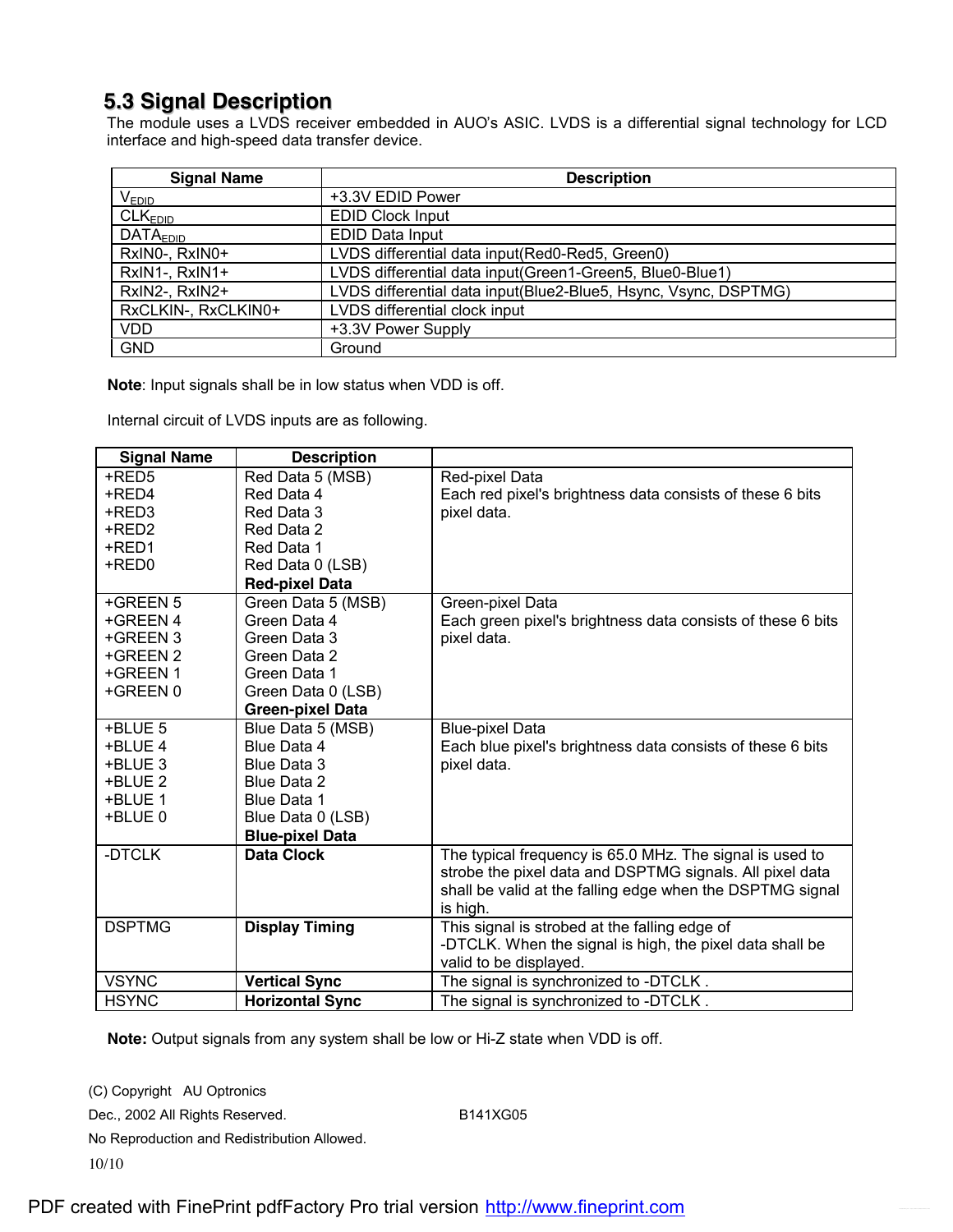## 5.3 Signal Description

The module uses a LVDS receiver embedded in AUO's ASIC. LVDS is a differential signal technology for LCD interface and high-speed data transfer device.

| Signal Name | Description |
|---|---|
| $V_{EDID}$ | +3.3V EDID Power |
| $CLK_{EDID}$ | EDID Clock Input |
| $DATA_{EDID}$ | EDID Data Input |
| RxIN0-, RxIN0+ | LVDS differential data input(Red0-Red5, Green0) |
| RxIN1-, RxIN1+ | LVDS differential data input(Green1-Green5, Blue0-Blue1) |
| RxIN2-, RxIN2+ | LVDS differential data input(Blue2-Blue5, Hsync, Vsync, DSPTMG) |
| RxCLKIN-, RxCLKIN0+ | LVDS differential clock input |
| VDD | +3.3V Power Supply |
| GND | Ground |

**Note**: Input signals shall be in low status when VDD is off.

Internal circuit of LVDS inputs are as following.

| Signal Name | Description | |
|---|---|---|
| +RED5<br>+RED4<br>+RED3<br>+RED2<br>+RED1<br>+RED0 | Red Data 5 (MSB)<br>Red Data 4<br>Red Data 3<br>Red Data 2<br>Red Data 1<br>Red Data 0 (LSB)<br>**Red-pixel Data** | Red-pixel Data<br>Each red pixel's brightness data consists of these 6 bits pixel data. |
| +GREEN 5<br>+GREEN 4<br>+GREEN 3<br>+GREEN 2<br>+GREEN 1<br>+GREEN 0 | Green Data 5 (MSB)<br>Green Data 4<br>Green Data 3<br>Green Data 2<br>Green Data 1<br>Green Data 0 (LSB)<br>**Green-pixel Data** | Green-pixel Data<br>Each green pixel's brightness data consists of these 6 bits pixel data. |
| +BLUE 5<br>+BLUE 4<br>+BLUE 3<br>+BLUE 2<br>+BLUE 1<br>+BLUE 0 | Blue Data 5 (MSB)<br>Blue Data 4<br>Blue Data 3<br>Blue Data 2<br>Blue Data 1<br>Blue Data 0 (LSB)<br>**Blue-pixel Data** | Blue-pixel Data<br>Each blue pixel's brightness data consists of these 6 bits pixel data. |
| -DTCLK | **Data Clock** | The typical frequency is 65.0 MHz. The signal is used to strobe the pixel data and DSPTMG signals. All pixel data shall be valid at the falling edge when the DSPTMG signal is high. |
| DSPTMG | **Display Timing** | This signal is strobed at the falling edge of -DTCLK. When the signal is high, the pixel data shall be valid to be displayed. |
| VSYNC | **Vertical Sync** | The signal is synchronized to -DTCLK . |
| HSYNC | **Horizontal Sync** | The signal is synchronized to -DTCLK . |

**Note:** Output signals from any system shall be low or Hi-Z state when VDD is off.

(C) Copyright AU Optronics
Dec., 2002 All Rights Reserved. B141XG05
No Reproduction and Redistribution Allowed.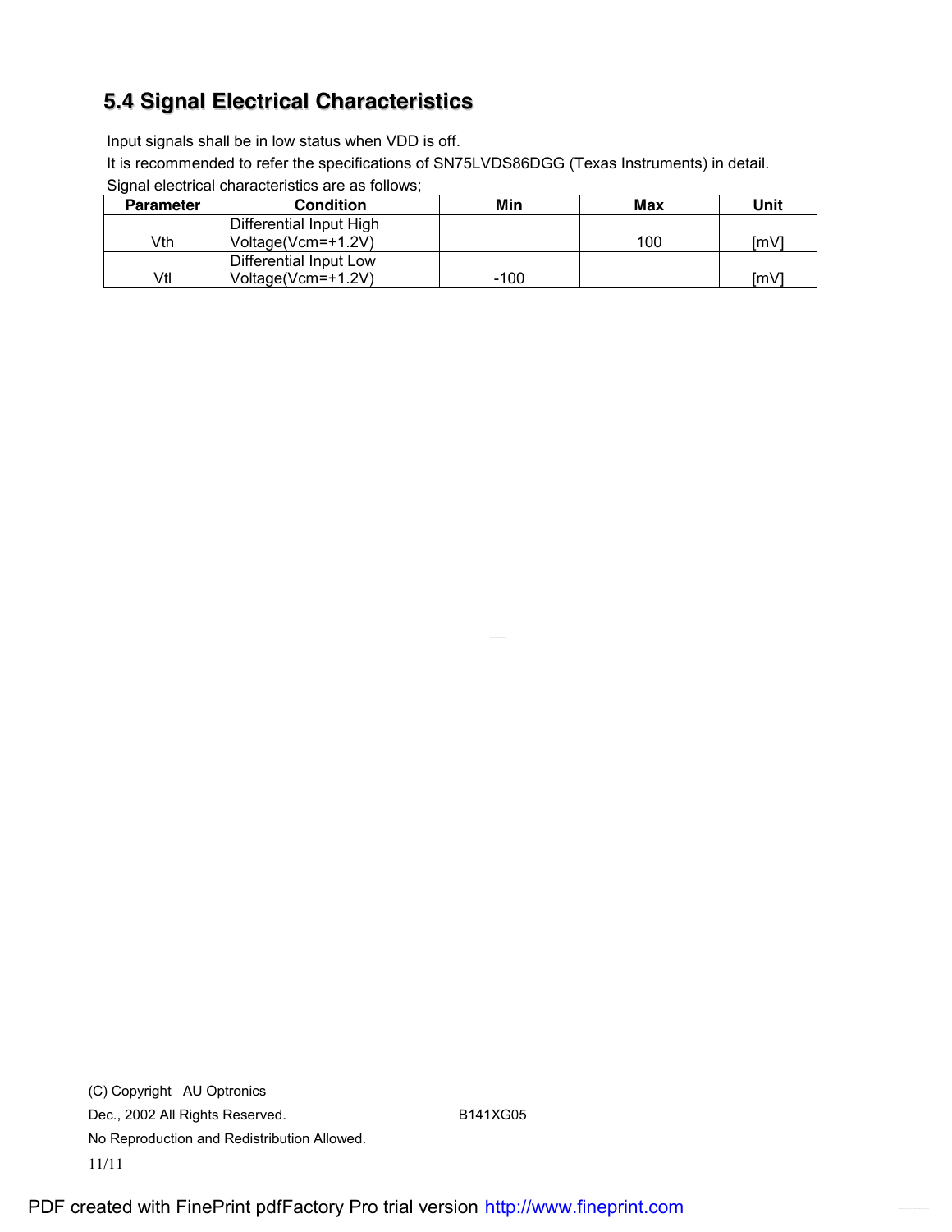## 5.4 Signal Electrical Characteristics

Input signals shall be in low status when VDD is off.

It is recommended to refer the specifications of SN75LVDS86DGG (Texas Instruments) in detail.

Signal electrical characteristics are as follows;

| Parameter | Condition | Min | Max | Unit |
|---|---|---|---|---|
| Vth | Differential Input High Voltage(Vcm=+1.2V) | | 100 | [mV] |
| Vtl | Differential Input Low Voltage(Vcm=+1.2V) | -100 | | [mV] |

(C) Copyright AU Optronics

Dec., 2002 All Rights Reserved. B141XG05

No Reproduction and Redistribution Allowed.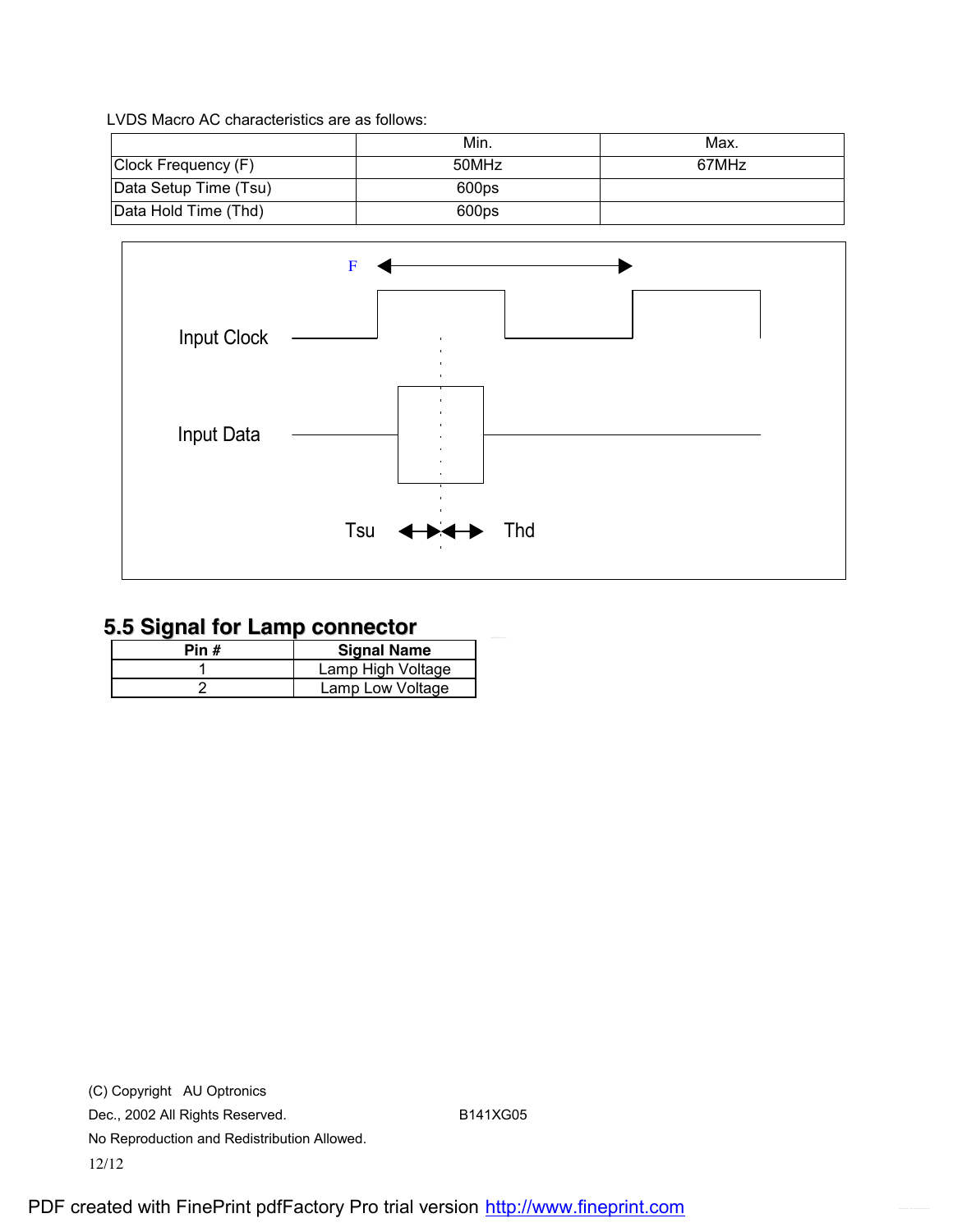LVDS Macro AC characteristics are as follows:

| | Min. | Max. |
|---|---|---|
| Clock Frequency (F) | 50MHz | 67MHz |
| Data Setup Time (Tsu) | 600ps | |
| Data Hold Time (Thd) | 600ps | |

F

Input Clock

Input Data

Tsu Thd

## 5.5 Signal for Lamp connector

| Pin # | Signal Name |
|---|---|
| 1 | Lamp High Voltage |
| 2 | Lamp Low Voltage |

(C) Copyright AU Optronics
Dec., 2002 All Rights Reserved. B141XG05
No Reproduction and Redistribution Allowed.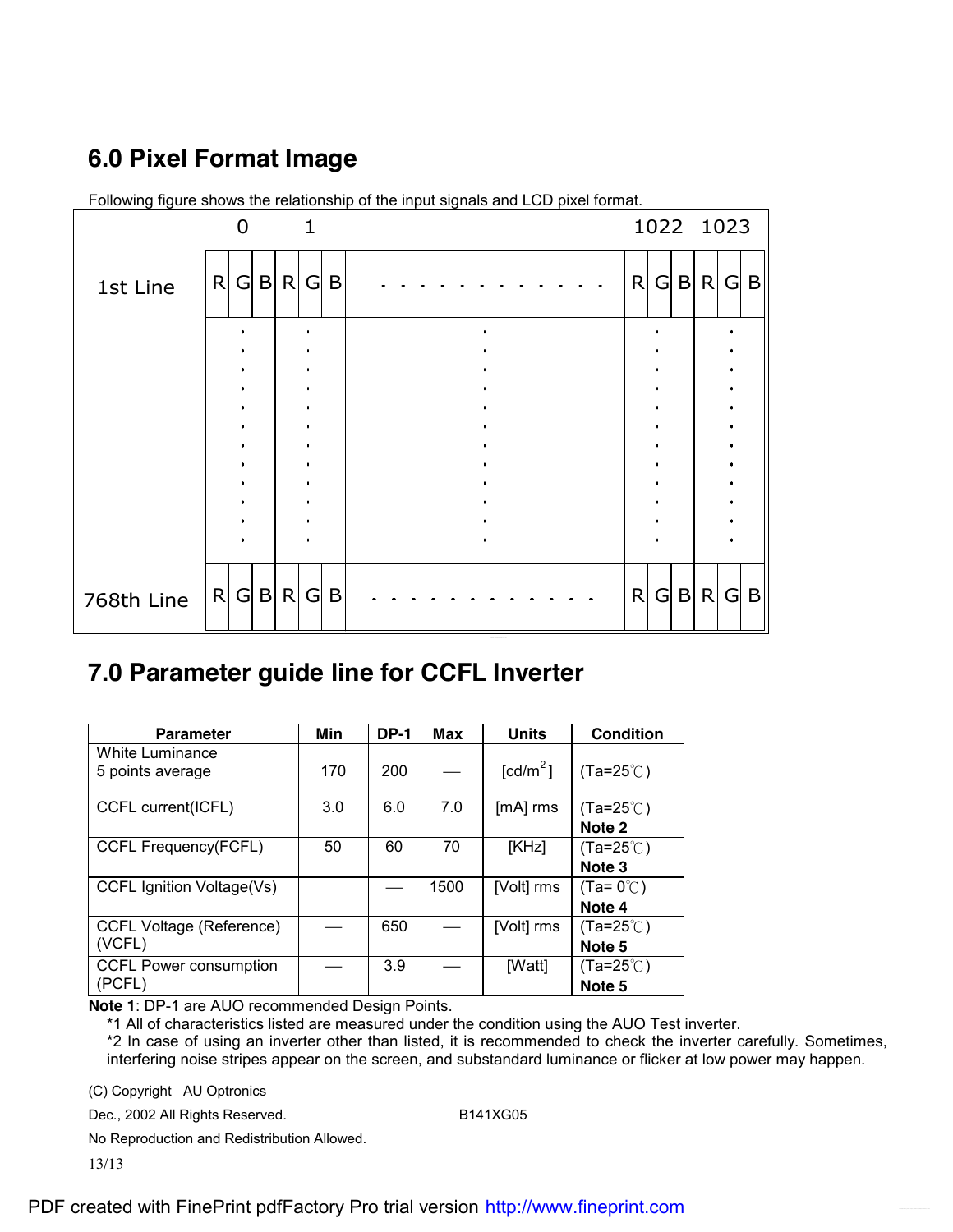## 6.0 Pixel Format Image

Following figure shows the relationship of the input signals and LCD pixel format.

| | 0 | | | 1 | | | | 1022 | | | 1023 | | |
|---|---|---|---|---|---|---|---|---|---|---|---|---|---|
| 1st Line | R | G | B | R | G | B | - - - - - - - - - - - - | R | G | B | R | G | B |
| | : | | | : | | | : | : | | | : | | |
| 768th Line | R | G | B | R | G | B | - - - - - - - - - - - - | R | G | B | R | G | B |

## 7.0 Parameter guide line for CCFL Inverter

| Parameter | Min | DP-1 | Max | Units | Condition |
|---|---|---|---|---|---|
| White Luminance 5 points average | 170 | 200 | — | [cd/m$^2$] | (Ta=25℃) |
| CCFL current(ICFL) | 3.0 | 6.0 | 7.0 | [mA] rms | (Ta=25℃) **Note 2** |
| CCFL Frequency(FCFL) | 50 | 60 | 70 | [KHz] | (Ta=25℃) **Note 3** |
| CCFL Ignition Voltage(Vs) | | — | 1500 | [Volt] rms | (Ta= 0℃) **Note 4** |
| CCFL Voltage (Reference) (VCFL) | — | 650 | — | [Volt] rms | (Ta=25℃) **Note 5** |
| CCFL Power consumption (PCFL) | — | 3.9 | — | [Watt] | (Ta=25℃) **Note 5** |

**Note 1**: DP-1 are AUO recommended Design Points.

*1 All of characteristics listed are measured under the condition using the AUO Test inverter.

*2 In case of using an inverter other than listed, it is recommended to check the inverter carefully. Sometimes, interfering noise stripes appear on the screen, and substandard luminance or flicker at low power may happen.

(C) Copyright AU Optronics

Dec., 2002 All Rights Reserved. B141XG05

No Reproduction and Redistribution Allowed.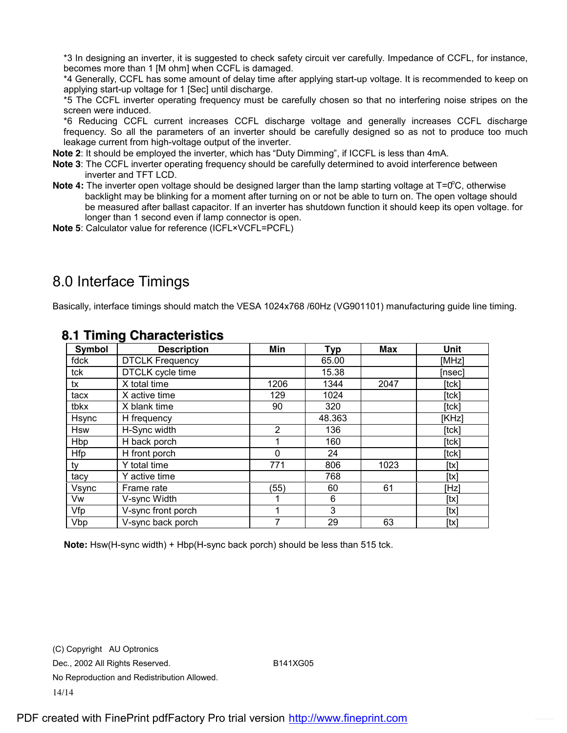*3 In designing an inverter, it is suggested to check safety circuit ver carefully. Impedance of CCFL, for instance, becomes more than 1 [M ohm] when CCFL is damaged.

*4 Generally, CCFL has some amount of delay time after applying start-up voltage. It is recommended to keep on applying start-up voltage for 1 [Sec] until discharge.

*5 The CCFL inverter operating frequency must be carefully chosen so that no interfering noise stripes on the screen were induced.

*6 Reducing CCFL current increases CCFL discharge voltage and generally increases CCFL discharge frequency. So all the parameters of an inverter should be carefully designed so as not to produce too much leakage current from high-voltage output of the inverter.

**Note 2**: It should be employed the inverter, which has “Duty Dimming”, if ICCFL is less than 4mA.

**Note 3**: The CCFL inverter operating frequency should be carefully determined to avoid interference between inverter and TFT LCD.

**Note 4:** The inverter open voltage should be designed larger than the lamp starting voltage at T=0°C, otherwise backlight may be blinking for a moment after turning on or not be able to turn on. The open voltage should be measured after ballast capacitor. If an inverter has shutdown function it should keep its open voltage. for longer than 1 second even if lamp connector is open.

**Note 5**: Calculator value for reference (ICFL×VCFL=PCFL)

# 8.0 Interface Timings

Basically, interface timings should match the VESA 1024x768 /60Hz (VG901101) manufacturing guide line timing.

## 8.1 Timing Characteristics

| Symbol | Description | Min | Typ | Max | Unit |
|---|---|---|---|---|---|
| fdck | DTCLK Frequency | | 65.00 | | [MHz] |
| tck | DTCLK cycle time | | 15.38 | | [nsec] |
| tx | X total time | 1206 | 1344 | 2047 | [tck] |
| tacx | X active time | 129 | 1024 | | [tck] |
| tbkx | X blank time | 90 | 320 | | [tck] |
| Hsync | H frequency | | 48.363 | | [KHz] |
| Hsw | H-Sync width | 2 | 136 | | [tck] |
| Hbp | H back porch | 1 | 160 | | [tck] |
| Hfp | H front porch | 0 | 24 | | [tck] |
| ty | Y total time | 771 | 806 | 1023 | [tx] |
| tacy | Y active time | | 768 | | [tx] |
| Vsync | Frame rate | (55) | 60 | 61 | [Hz] |
| Vw | V-sync Width | 1 | 6 | | [tx] |
| Vfp | V-sync front porch | 1 | 3 | | [tx] |
| Vbp | V-sync back porch | 7 | 29 | 63 | [tx] |

**Note:** Hsw(H-sync width) + Hbp(H-sync back porch) should be less than 515 tck.

(C) Copyright AU Optronics
Dec., 2002 All Rights Reserved. B141XG05
No Reproduction and Redistribution Allowed.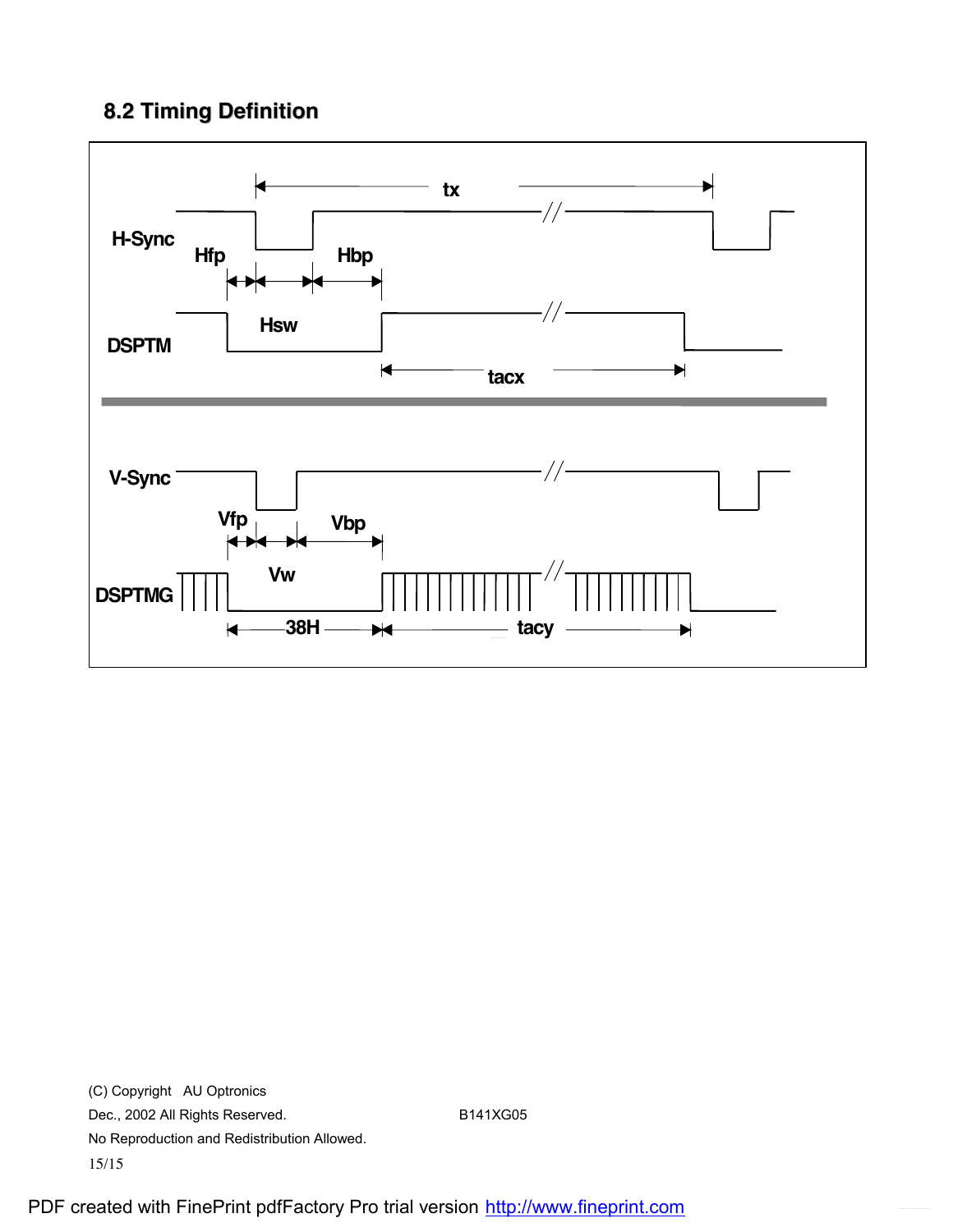## 8.2 Timing Definition

tx

H-Sync

Hfp

Hbp

Hsw

DSPTM

tacx

V-Sync

Vfp

Vbp

Vw

DSPTMG

38H

tacy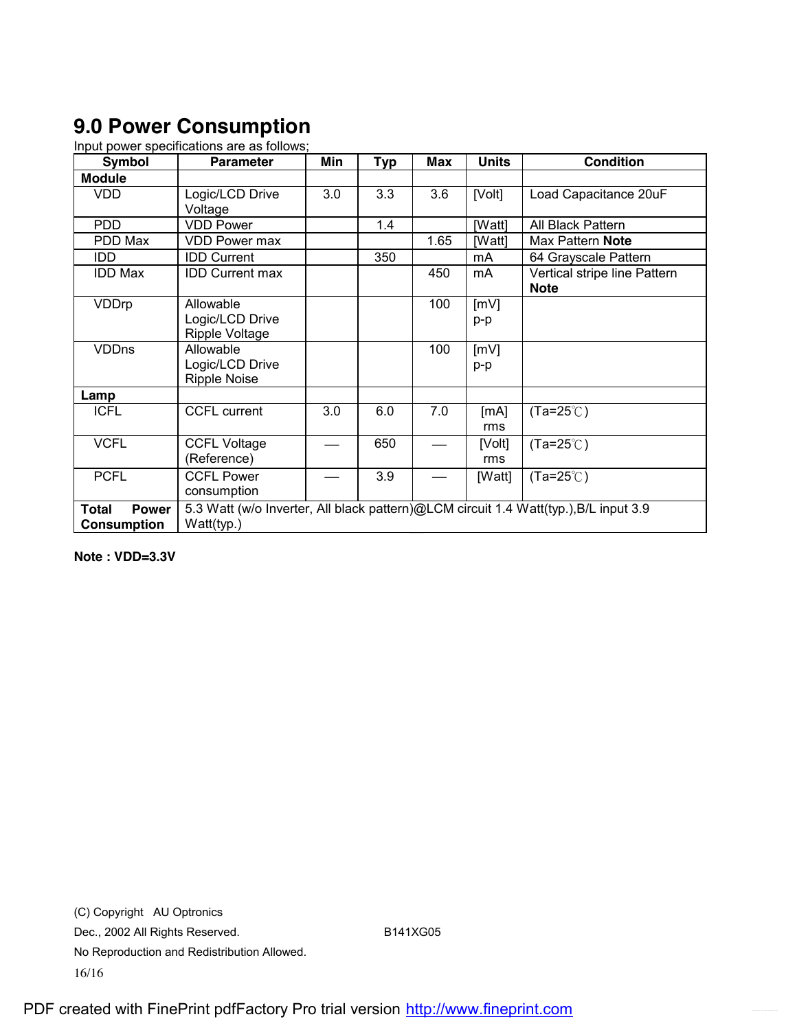## 9.0 Power Consumption

Input power specifications are as follows;

| Symbol | Parameter | Min | Typ | Max | Units | Condition |
|---|---|---|---|---|---|---|
| **Module** | | | | | | |
| VDD | Logic/LCD Drive Voltage | 3.0 | 3.3 | 3.6 | [Volt] | Load Capacitance 20uF |
| PDD | VDD Power | | 1.4 | | [Watt] | All Black Pattern |
| PDD Max | VDD Power max | | | 1.65 | [Watt] | Max Pattern **Note** |
| IDD | IDD Current | | 350 | | mA | 64 Grayscale Pattern |
| IDD Max | IDD Current max | | | 450 | mA | Vertical stripe line Pattern **Note** |
| VDDrp | Allowable Logic/LCD Drive Ripple Voltage | | | 100 | [mV] p-p | |
| VDDns | Allowable Logic/LCD Drive Ripple Noise | | | 100 | [mV] p-p | |
| **Lamp** | | | | | | |
| ICFL | CCFL current | 3.0 | 6.0 | 7.0 | [mA] rms | (Ta=25℃) |
| VCFL | CCFL Voltage (Reference) | — | 650 | — | [Volt] rms | (Ta=25℃) |
| PCFL | CCFL Power consumption | — | 3.9 | — | [Watt] | (Ta=25℃) |
| **Total Power Consumption** | 5.3 Watt (w/o Inverter, All black pattern)@LCM circuit 1.4 Watt(typ.),B/L input 3.9 Watt(typ.) | | | | | |

**Note : VDD=3.3V**

(C) Copyright AU Optronics
Dec., 2002 All Rights Reserved. B141XG05
No Reproduction and Redistribution Allowed.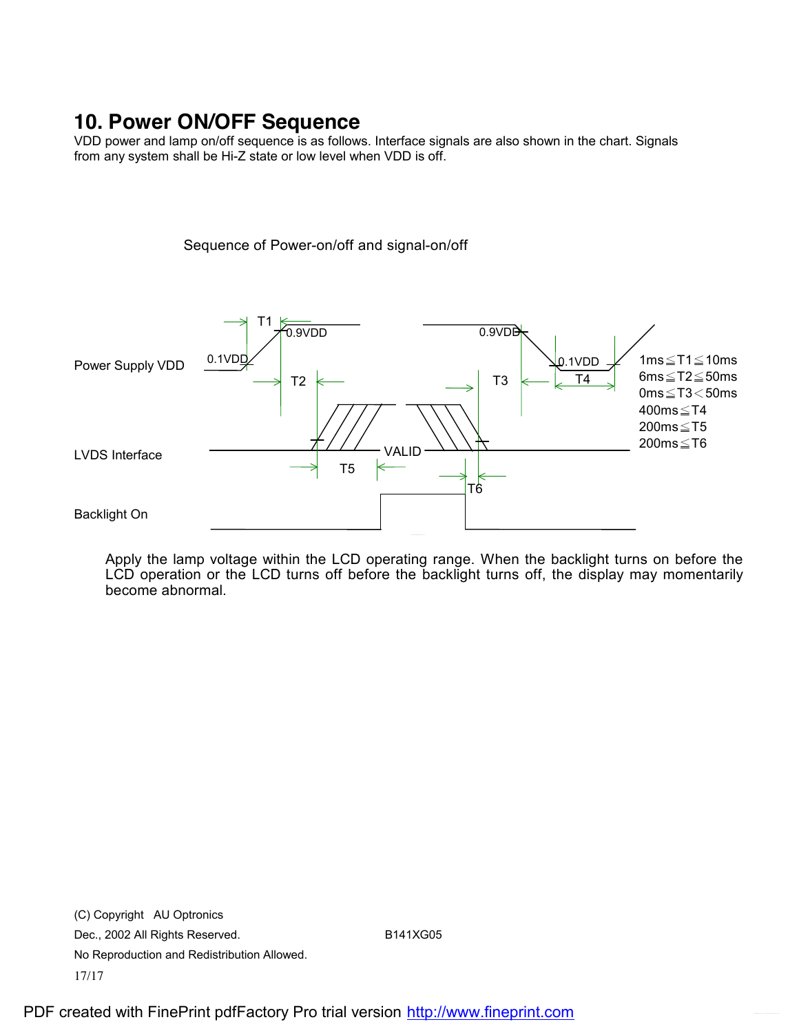## 10. Power ON/OFF Sequence

VDD power and lamp on/off sequence is as follows. Interface signals are also shown in the chart. Signals from any system shall be Hi-Z state or low level when VDD is off.

Sequence of Power-on/off and signal-on/off

Power Supply VDD

LVDS Interface

Backlight On

T1, T2, T3, T4, T5, T6, 0.1VDD, 0.9VDD, VALID

1ms ≦ T1 ≦ 10ms
6ms ≦ T2 ≦ 50ms
0ms ≦ T3 < 50ms
400ms ≦ T4
200ms ≦ T5
200ms ≦ T6

Apply the lamp voltage within the LCD operating range. When the backlight turns on before the LCD operation or the LCD turns off before the backlight turns off, the display may momentarily become abnormal.

(C) Copyright AU Optronics
Dec., 2002 All Rights Reserved. B141XG05
No Reproduction and Redistribution Allowed.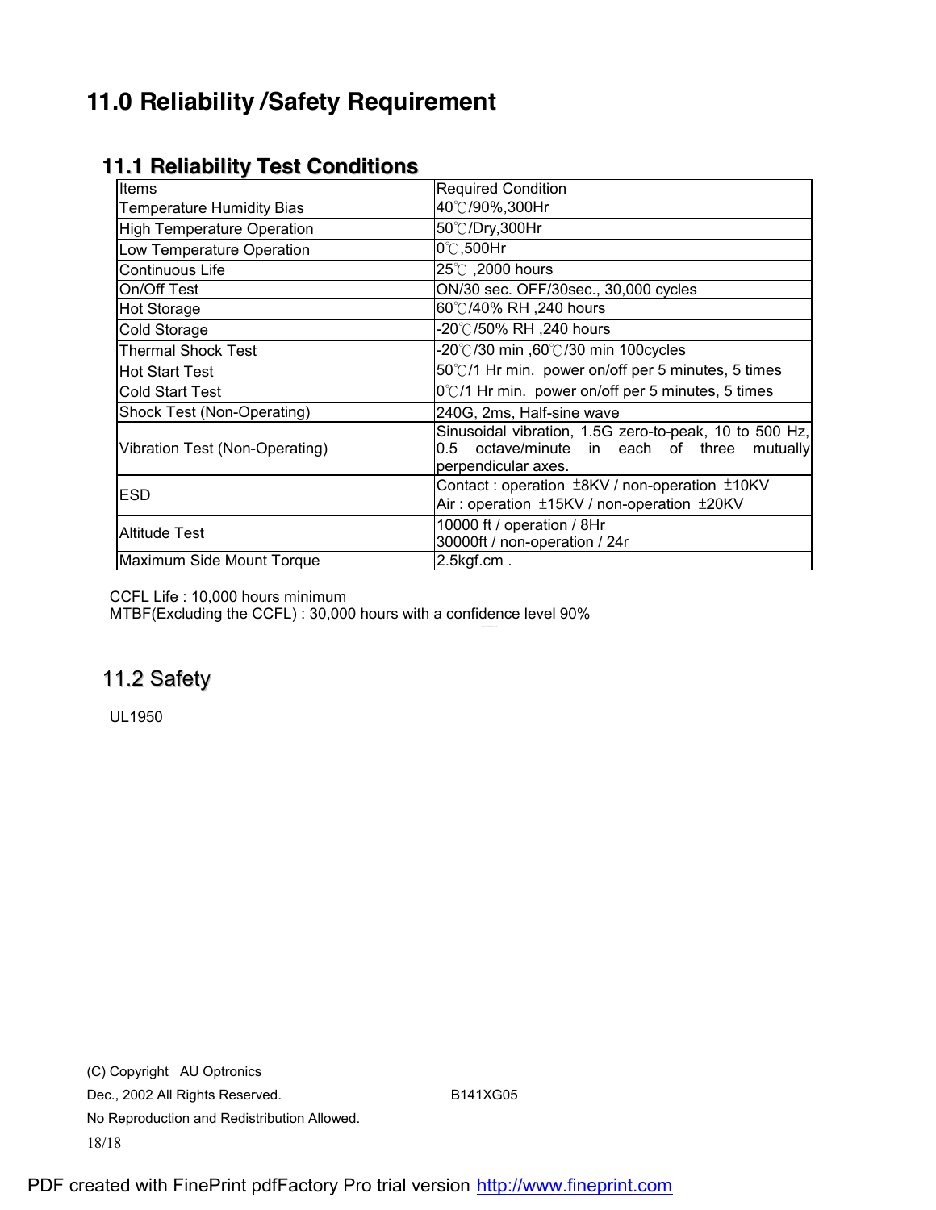# 11.0 Reliability /Safety Requirement

## 11.1 Reliability Test Conditions

| Items | Required Condition |
|---|---|
| Temperature Humidity Bias | 40℃/90%,300Hr |
| High Temperature Operation | 50℃/Dry,300Hr |
| Low Temperature Operation | 0℃,500Hr |
| Continuous Life | 25℃ ,2000 hours |
| On/Off Test | ON/30 sec. OFF/30sec., 30,000 cycles |
| Hot Storage | 60℃/40% RH ,240 hours |
| Cold Storage | -20℃/50% RH ,240 hours |
| Thermal Shock Test | -20℃/30 min ,60℃/30 min 100cycles |
| Hot Start Test | 50℃/1 Hr min. power on/off per 5 minutes, 5 times |
| Cold Start Test | 0℃/1 Hr min. power on/off per 5 minutes, 5 times |
| Shock Test (Non-Operating) | 240G, 2ms, Half-sine wave |
| Vibration Test (Non-Operating) | Sinusoidal vibration, 1.5G zero-to-peak, 10 to 500 Hz, 0.5 octave/minute in each of three mutually perpendicular axes. |
| ESD | Contact : operation ±8KV / non-operation ±10KV<br>Air : operation ±15KV / non-operation ±20KV |
| Altitude Test | 10000 ft / operation / 8Hr<br>30000ft / non-operation / 24r |
| Maximum Side Mount Torque | 2.5kgf.cm . |

CCFL Life : 10,000 hours minimum
MTBF(Excluding the CCFL) : 30,000 hours with a confidence level 90%

## 11.2 Safety

UL1950

(C) Copyright AU Optronics
Dec., 2002 All Rights Reserved. B141XG05
No Reproduction and Redistribution Allowed.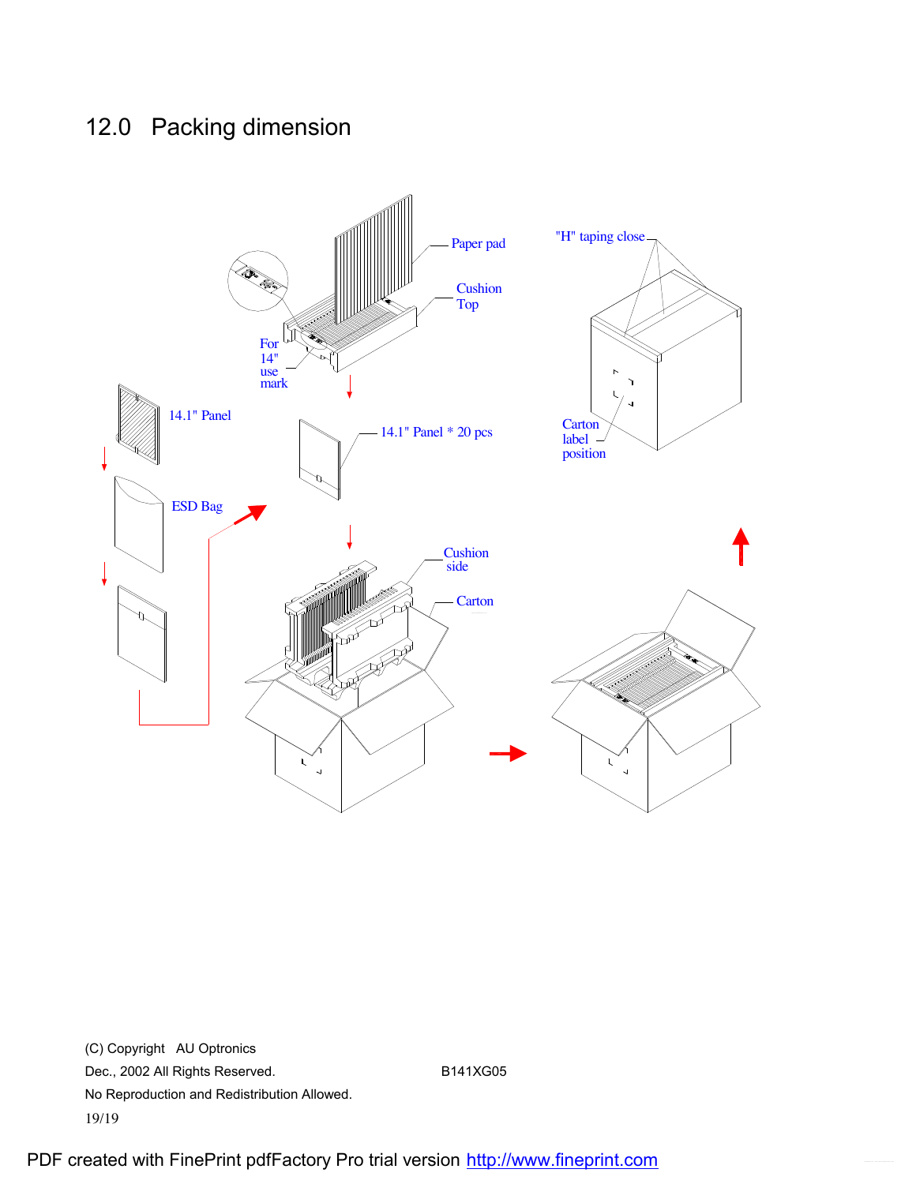## 12.0 Packing dimension

Paper pad

Cushion Top

For 14" use mark

"H" taping close

14.1" Panel

14.1" Panel * 20 pcs

Carton label position

ESD Bag

Cushion side

Carton

(C) Copyright AU Optronics
Dec., 2002 All Rights Reserved. B141XG05
No Reproduction and Redistribution Allowed.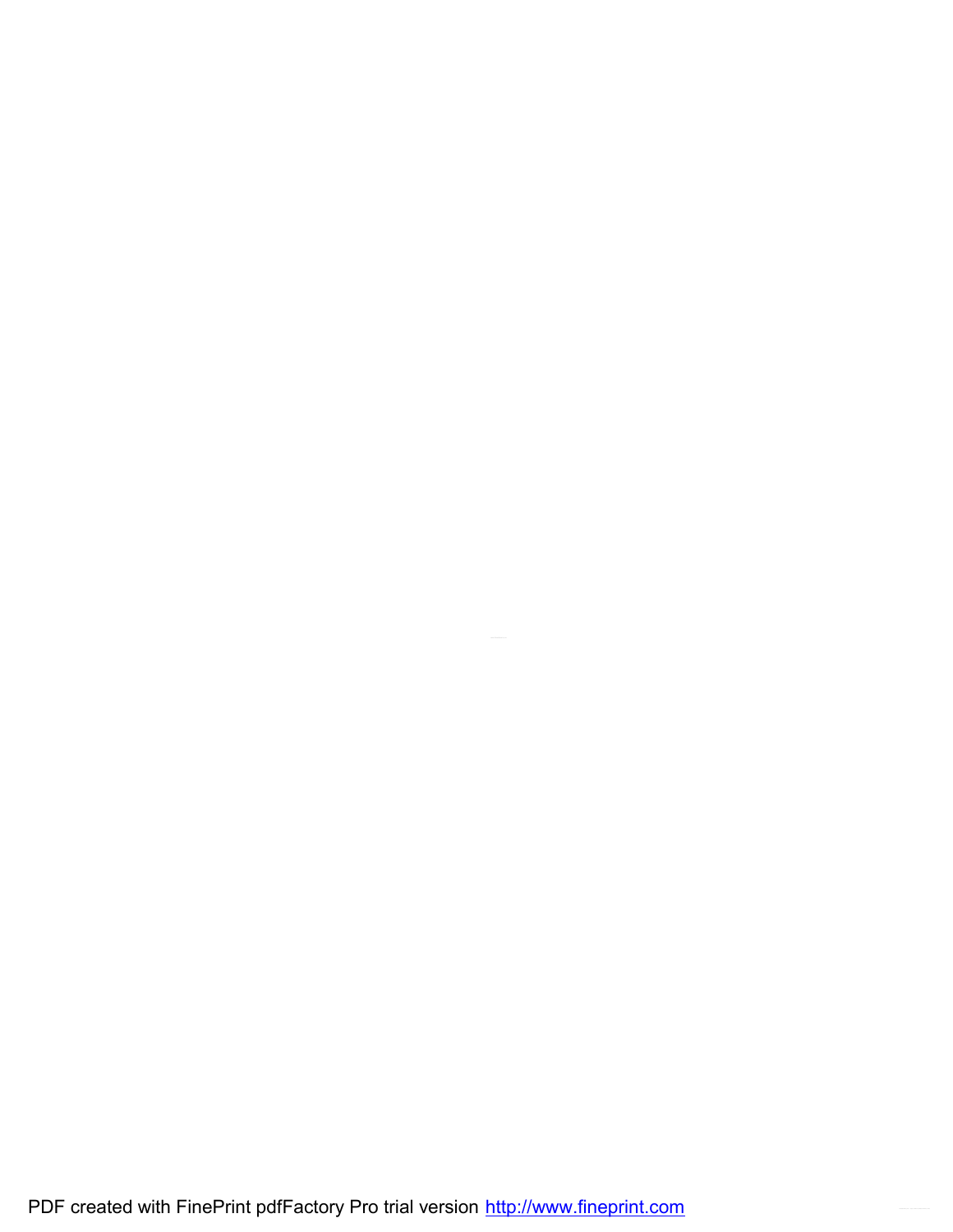PDF created with FinePrint pdfFactory Pro trial version http://www.fineprint.com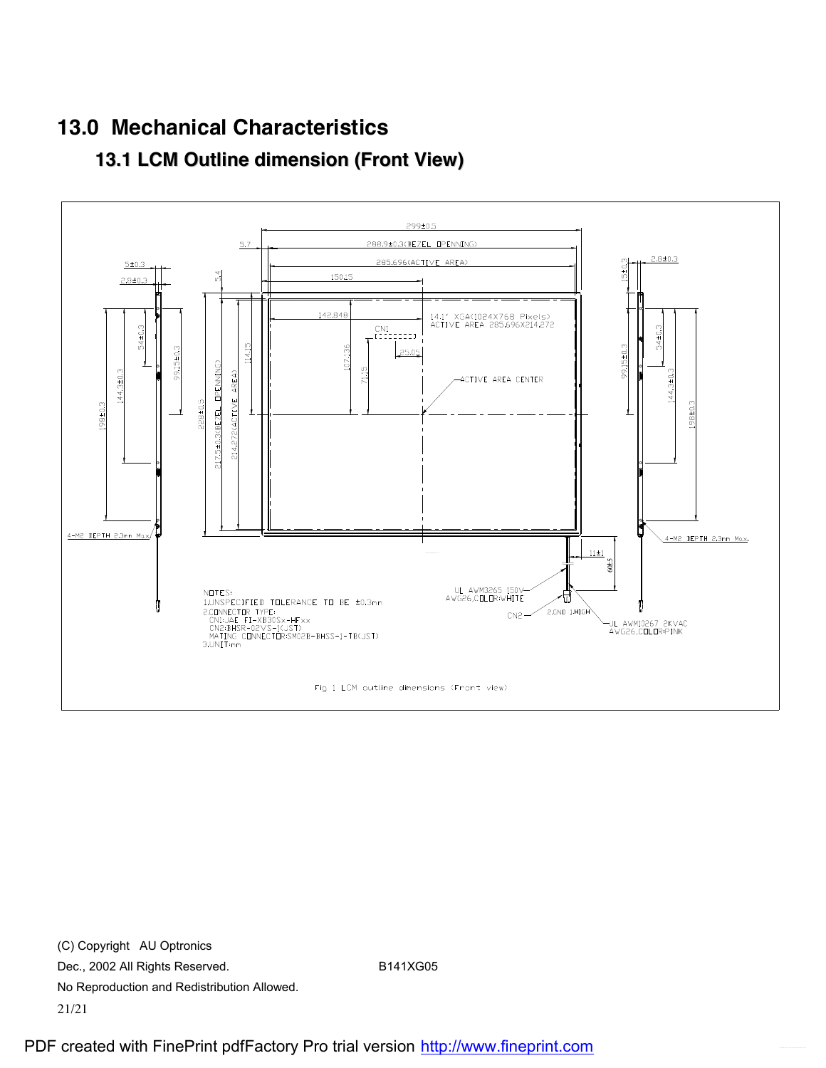## 13.0 Mechanical Characteristics

### 13.1 LCM Outline dimension (Front View)

299±0.5

5.7

288.9±0.3(BEZEL OPENNING)

285.696(ACTIVE AREA)

150.15

5.4

5±0.3

2.8±0.3

2.8±0.3

15±0.3

142.848

14.1" XGA(1024X768 Pixels)
ACTIVE AREA 285.696X214.272

CN1

25.05

114.15

107.136

71.15

ACTIVE AREA CENTER

54±0.3

99.15±0.3

144.3±0.3

198±0.3

228±0.5

217.5±0.3(BEZEL OPENNING)

214.272(ACTIVE AREA)

4-M2 DEPTH 2.3mm Max.

11±1

60±5

UL AWM3265 150V
AWG26,COLOR:WHITE

CN2

2.GND 1.HIGH

UL AWM10267 2KVAC
AWG26,COLOR:PINK

NOTES:
1.UNSPECIFIED TOLERANCE TO BE ±0.3mm
2.CONNECTOR TYPE:
CN1:JAE FI-XB30Sx-HFxx
CN2:BHSR-02VS-1(JST)
MATING CONNECTOR:SM02B-BHSS-1-TB(JST)
3.UNIT:mm

Fig 1 LCM outline dimensions (Front view)

(C) Copyright AU Optronics
Dec., 2002 All Rights Reserved. B141XG05
No Reproduction and Redistribution Allowed.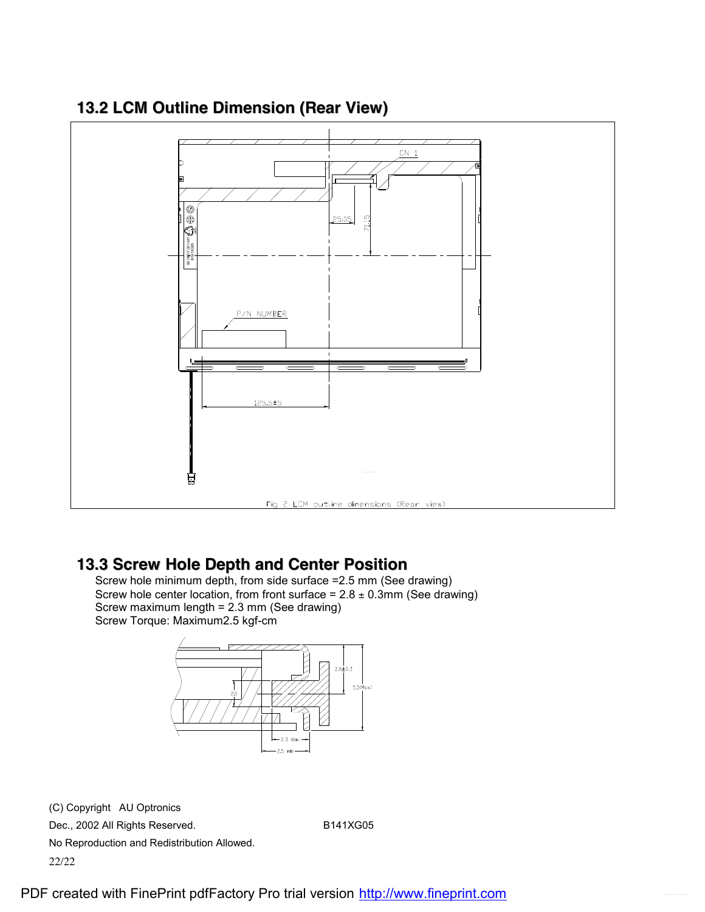## 13.2 LCM Outline Dimension (Rear View)

CN 1

25.05

71.15

P/N NUMBER

125.5±5

Fig 2 LCM outline dimensions (Rear view)

## 13.3 Screw Hole Depth and Center Position

Screw hole minimum depth, from side surface =2.5 mm (See drawing)
Screw hole center location, from front surface = 2.8 ± 0.3mm (See drawing)
Screw maximum length = 2.3 mm (See drawing)
Screw Torque: Maximum2.5 kgf-cm

2.8±0.3

5.5(Max)

2.0

2.3 Max

2.5 min

(C) Copyright AU Optronics

Dec., 2002 All Rights Reserved. B141XG05

No Reproduction and Redistribution Allowed.